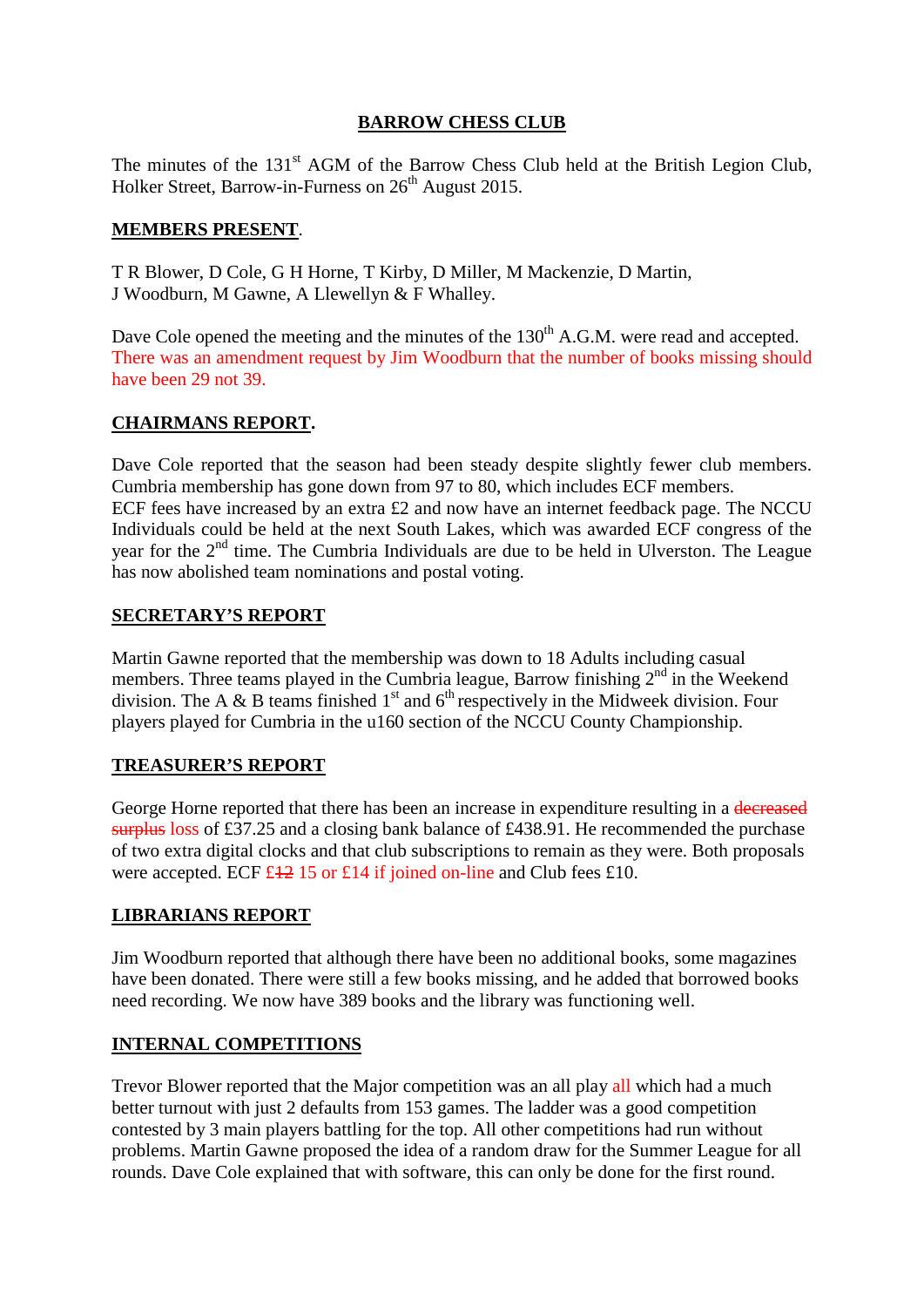# BARROW CHESS CLUB

The minutes of the 131st AGM of the Barrow Chess Club held at the British Legion Club, Holker Street, Barrow-in-Furness on 26th August 2015.

## MEMBERS PRESENT.

T R Blower, D Cole, G H Horne, T Kirby, D Miller, M Mackenzie, D Martin, J Woodburn, M Gawne, A Llewellyn & F Whalley.

Dave Cole opened the meeting and the minutes of the 130th A.G.M. were read and accepted. There was an amendment request by Jim Woodburn that the number of books missing should have been 29 not 39.

## CHAIRMANS REPORT.

Dave Cole reported that the season had been steady despite slightly fewer club members. Cumbria membership has gone down from 97 to 80, which includes ECF members. ECF fees have increased by an extra £2 and now have an internet feedback page. The NCCU Individuals could be held at the next South Lakes, which was awarded ECF congress of the year for the 2nd time. The Cumbria Individuals are due to be held in Ulverston. The League has now abolished team nominations and postal voting.

## SECRETARY'S REPORT

Martin Gawne reported that the membership was down to 18 Adults including casual members. Three teams played in the Cumbria league, Barrow finishing 2nd in the Weekend division. The A & B teams finished 1st and 6th respectively in the Midweek division. Four players played for Cumbria in the u160 section of the NCCU County Championship.

## TREASURER'S REPORT

George Horne reported that there has been an increase in expenditure resulting in a ~~decreased surplus~~ loss of £37.25 and a closing bank balance of £438.91. He recommended the purchase of two extra digital clocks and that club subscriptions to remain as they were. Both proposals were accepted. ECF ~~£12~~ 15 or £14 if joined on-line and Club fees £10.

## LIBRARIANS REPORT

Jim Woodburn reported that although there have been no additional books, some magazines have been donated. There were still a few books missing, and he added that borrowed books need recording. We now have 389 books and the library was functioning well.

## INTERNAL COMPETITIONS

Trevor Blower reported that the Major competition was an all play all which had a much better turnout with just 2 defaults from 153 games. The ladder was a good competition contested by 3 main players battling for the top. All other competitions had run without problems. Martin Gawne proposed the idea of a random draw for the Summer League for all rounds. Dave Cole explained that with software, this can only be done for the first round.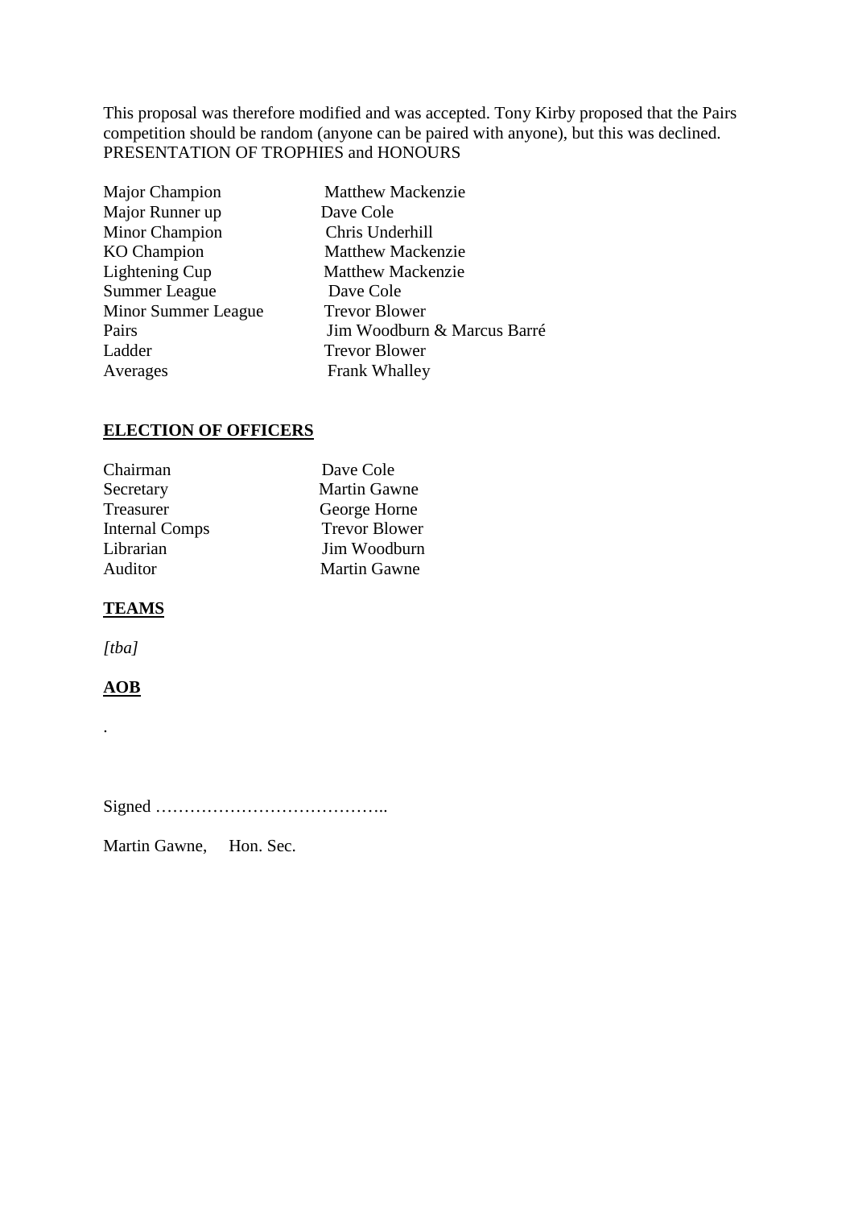This proposal was therefore modified and was accepted. Tony Kirby proposed that the Pairs competition should be random (anyone can be paired with anyone), but this was declined.
PRESENTATION OF TROPHIES and HONOURS

| | |
|---|---|
| Major Champion | Matthew Mackenzie |
| Major Runner up | Dave Cole |
| Minor Champion | Chris Underhill |
| KO Champion | Matthew Mackenzie |
| Lightening Cup | Matthew Mackenzie |
| Summer League | Dave Cole |
| Minor Summer League | Trevor Blower |
| Pairs | Jim Woodburn & Marcus Barré |
| Ladder | Trevor Blower |
| Averages | Frank Whalley |

## ELECTION OF OFFICERS

| | |
|---|---|
| Chairman | Dave Cole |
| Secretary | Martin Gawne |
| Treasurer | George Horne |
| Internal Comps | Trevor Blower |
| Librarian | Jim Woodburn |
| Auditor | Martin Gawne |

## TEAMS

*[tba]*

## AOB

.

Signed …………………………………..

Martin Gawne, Hon. Sec.